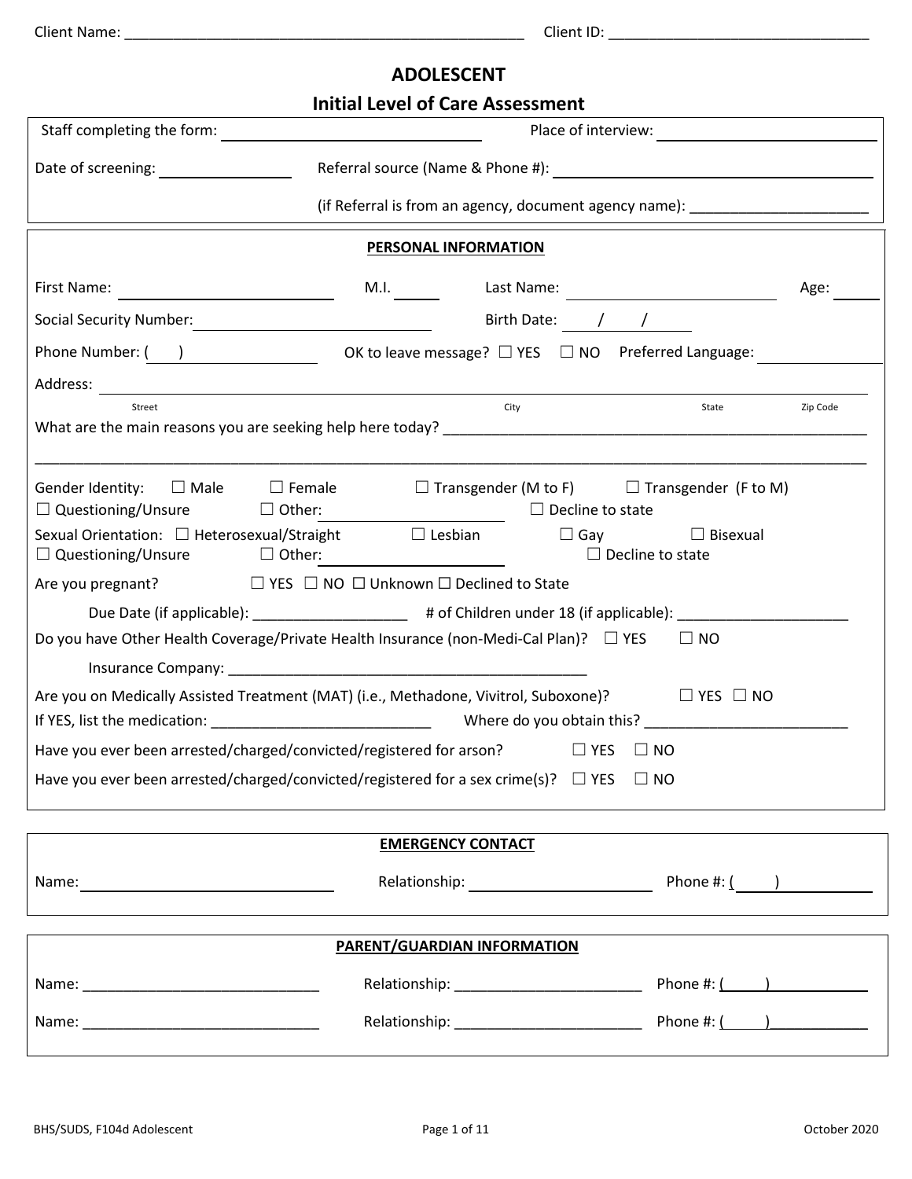Client Name: ______________________________ Client ID: ______________________________

# ADOLESCENT

## Initial Level of Care Assessment

Staff completing the form: ______________________ Place of interview: ______________________

Date of screening: ____________ Referral source (Name & Phone #): ______________________

(if Referral is from an agency, document agency name): ______________________

### PERSONAL INFORMATION

First Name: ______________ M.I. _____ Last Name: ______________ Age: _____

Social Security Number: ______________ Birth Date: ___ / ___ / ___

Phone Number: ( ) ______________ OK to leave message? ☐ YES ☐ NO Preferred Language: ______________

Address: ______________________________________________
Street City State Zip Code

What are the main reasons you are seeking help here today? ______________________________________________

______________________________________________

Gender Identity: ☐ Male ☐ Female ☐ Transgender (M to F) ☐ Transgender (F to M) ☐ Questioning/Unsure ☐ Other: ______________ ☐ Decline to state

Sexual Orientation: ☐ Heterosexual/Straight ☐ Lesbian ☐ Gay ☐ Bisexual ☐ Questioning/Unsure ☐ Other: ______________ ☐ Decline to state

Are you pregnant? ☐ YES ☐ NO ☐ Unknown ☐ Declined to State

Due Date (if applicable): ______________ # of Children under 18 (if applicable): ______________

Do you have Other Health Coverage/Private Health Insurance (non-Medi-Cal Plan)? ☐ YES ☐ NO

Insurance Company: ______________________________

Are you on Medically Assisted Treatment (MAT) (i.e., Methadone, Vivitrol, Suboxone)? ☐ YES ☐ NO

If YES, list the medication: ______________ Where do you obtain this? ______________

Have you ever been arrested/charged/convicted/registered for arson? ☐ YES ☐ NO

Have you ever been arrested/charged/convicted/registered for a sex crime(s)? ☐ YES ☐ NO

### EMERGENCY CONTACT

Name: ______________ Relationship: ______________ Phone #: ( ) ______________

### PARENT/GUARDIAN INFORMATION

Name: ______________ Relationship: ______________ Phone #: ( ) ______________

Name: ______________ Relationship: ______________ Phone #: ( ) ______________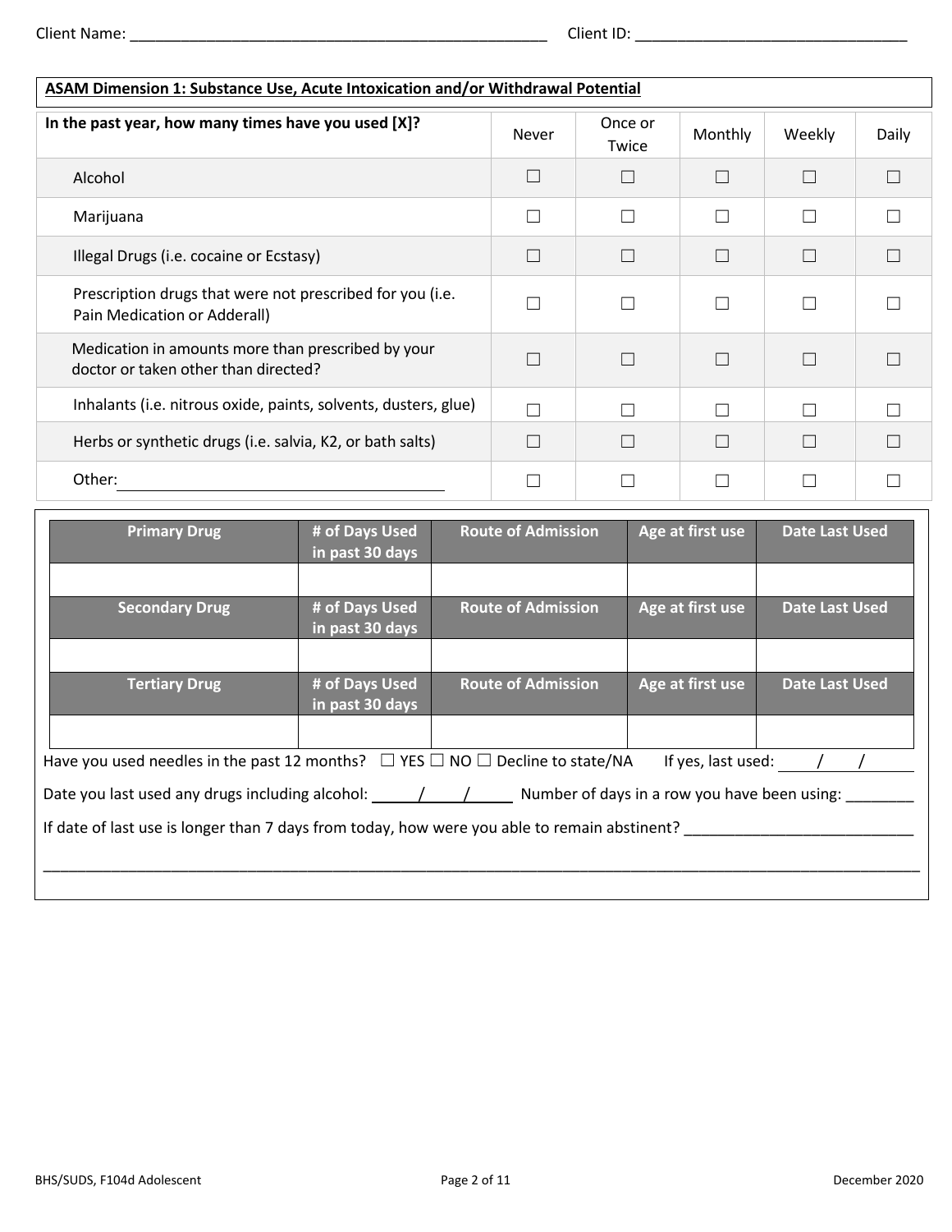Client Name: ___________________________________________________ Client ID: ________________________________

**ASAM Dimension 1: Substance Use, Acute Intoxication and/or Withdrawal Potential**

| In the past year, how many times have you used [X]? | Never | Once or Twice | Monthly | Weekly | Daily |
|---|---|---|---|---|---|
| Alcohol | ☐ | ☐ | ☐ | ☐ | ☐ |
| Marijuana | ☐ | ☐ | ☐ | ☐ | ☐ |
| Illegal Drugs (i.e. cocaine or Ecstasy) | ☐ | ☐ | ☐ | ☐ | ☐ |
| Prescription drugs that were not prescribed for you (i.e. Pain Medication or Adderall) | ☐ | ☐ | ☐ | ☐ | ☐ |
| Medication in amounts more than prescribed by your doctor or taken other than directed? | ☐ | ☐ | ☐ | ☐ | ☐ |
| Inhalants (i.e. nitrous oxide, paints, solvents, dusters, glue) | ☐ | ☐ | ☐ | ☐ | ☐ |
| Herbs or synthetic drugs (i.e. salvia, K2, or bath salts) | ☐ | ☐ | ☐ | ☐ | ☐ |
| Other: ____________________ | ☐ | ☐ | ☐ | ☐ | ☐ |

| Primary Drug | # of Days Used in past 30 days | Route of Admission | Age at first use | Date Last Used |
|---|---|---|---|---|
| | | | | |
| **Secondary Drug** | **# of Days Used in past 30 days** | **Route of Admission** | **Age at first use** | **Date Last Used** |
| | | | | |
| **Tertiary Drug** | **# of Days Used in past 30 days** | **Route of Admission** | **Age at first use** | **Date Last Used** |
| | | | | |

Have you used needles in the past 12 months? ☐ YES ☐ NO ☐ Decline to state/NA If yes, last used: ____/____/____

Date you last used any drugs including alcohol: ____/____/____ Number of days in a row you have been using: ________

If date of last use is longer than 7 days from today, how were you able to remain abstinent? __________________________

____________________________________________________________________________________________________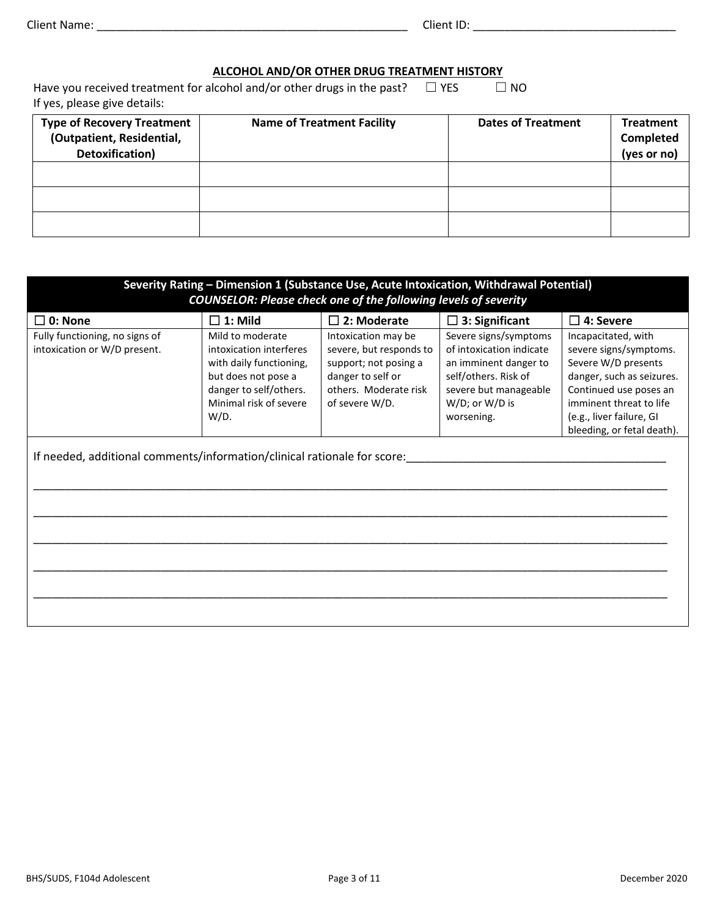Client Name: _______________________________________________ Client ID: _______________________________

## ALCOHOL AND/OR OTHER DRUG TREATMENT HISTORY

Have you received treatment for alcohol and/or other drugs in the past? ☐ YES ☐ NO

If yes, please give details:

| Type of Recovery Treatment (Outpatient, Residential, Detoxification) | Name of Treatment Facility | Dates of Treatment | Treatment Completed (yes or no) |
|---|---|---|---|
| | | | |
| | | | |
| | | | |

| **Severity Rating – Dimension 1 (Substance Use, Acute Intoxication, Withdrawal Potential)** ***COUNSELOR: Please check one of the following levels of severity*** | | | | |
|---|---|---|---|---|
| ☐ **0: None** | ☐ **1: Mild** | ☐ **2: Moderate** | ☐ **3: Significant** | ☐ **4: Severe** |
| Fully functioning, no signs of intoxication or W/D present. | Mild to moderate intoxication interferes with daily functioning, but does not pose a danger to self/others. Minimal risk of severe W/D. | Intoxication may be severe, but responds to support; not posing a danger to self or others. Moderate risk of severe W/D. | Severe signs/symptoms of intoxication indicate an imminent danger to self/others. Risk of severe but manageable W/D; or W/D is worsening. | Incapacitated, with severe signs/symptoms. Severe W/D presents danger, such as seizures. Continued use poses an imminent threat to life (e.g., liver failure, GI bleeding, or fetal death). |

If needed, additional comments/information/clinical rationale for score:_______________________________________

_____________________________________________________________________________________________

_____________________________________________________________________________________________

_____________________________________________________________________________________________

_____________________________________________________________________________________________

_____________________________________________________________________________________________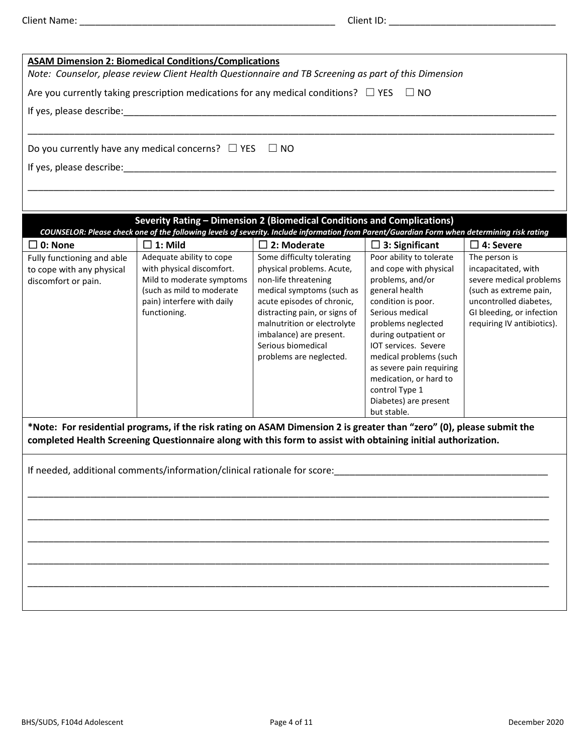Client Name: ________________________________________________ Client ID: ______________________________

**ASAM Dimension 2: Biomedical Conditions/Complications**

*Note: Counselor, please review Client Health Questionnaire and TB Screening as part of this Dimension*

Are you currently taking prescription medications for any medical conditions? ☐ YES ☐ NO

If yes, please describe:_____________________________________________________________________________

_____________________________________________________________________________________________

Do you currently have any medical concerns? ☐ YES ☐ NO

If yes, please describe:_____________________________________________________________________________

_____________________________________________________________________________________________

**Severity Rating – Dimension 2 (Biomedical Conditions and Complications)**

***COUNSELOR: Please check one of the following levels of severity. Include information from Parent/Guardian Form when determining risk rating***

| ☐ 0: None | ☐ 1: Mild | ☐ 2: Moderate | ☐ 3: Significant | ☐ 4: Severe |
|---|---|---|---|---|
| Fully functioning and able to cope with any physical discomfort or pain. | Adequate ability to cope with physical discomfort. Mild to moderate symptoms (such as mild to moderate pain) interfere with daily functioning. | Some difficulty tolerating physical problems. Acute, non-life threatening medical symptoms (such as acute episodes of chronic, distracting pain, or signs of malnutrition or electrolyte imbalance) are present. Serious biomedical problems are neglected. | Poor ability to tolerate and cope with physical problems, and/or general health condition is poor. Serious medical problems neglected during outpatient or IOT services. Severe medical problems (such as severe pain requiring medication, or hard to control Type 1 Diabetes) are present but stable. | The person is incapacitated, with severe medical problems (such as extreme pain, uncontrolled diabetes, GI bleeding, or infection requiring IV antibiotics). |

**\*Note: For residential programs, if the risk rating on ASAM Dimension 2 is greater than "zero" (0), please submit the completed Health Screening Questionnaire along with this form to assist with obtaining initial authorization.**

If needed, additional comments/information/clinical rationale for score:_________________________________________

_____________________________________________________________________________________________

_____________________________________________________________________________________________

_____________________________________________________________________________________________

_____________________________________________________________________________________________

_____________________________________________________________________________________________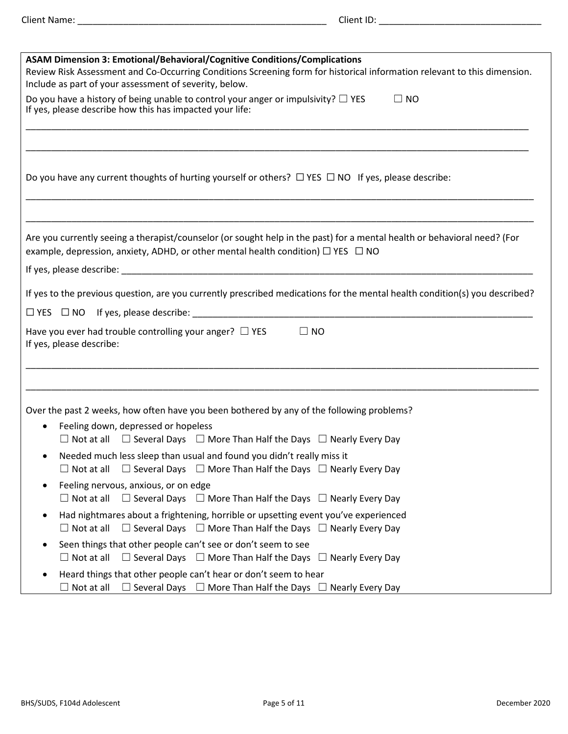Client Name: ______________________________________________ Client ID: ______________________________

**ASAM Dimension 3: Emotional/Behavioral/Cognitive Conditions/Complications**

Review Risk Assessment and Co-Occurring Conditions Screening form for historical information relevant to this dimension. Include as part of your assessment of severity, below.

Do you have a history of being unable to control your anger or impulsivity? ☐ YES ☐ NO
If yes, please describe how this has impacted your life:

_____________________________________________________________________________________________

_____________________________________________________________________________________________

Do you have any current thoughts of hurting yourself or others? ☐ YES ☐ NO If yes, please describe:

_____________________________________________________________________________________________

_____________________________________________________________________________________________

Are you currently seeing a therapist/counselor (or sought help in the past) for a mental health or behavioral need? (For example, depression, anxiety, ADHD, or other mental health condition) ☐ YES ☐ NO

If yes, please describe: _______________________________________________________________________

If yes to the previous question, are you currently prescribed medications for the mental health condition(s) you described?

☐ YES ☐ NO If yes, please describe: _____________________________________________________________

Have you ever had trouble controlling your anger? ☐ YES ☐ NO
If yes, please describe:

_____________________________________________________________________________________________

_____________________________________________________________________________________________

Over the past 2 weeks, how often have you been bothered by any of the following problems?

- Feeling down, depressed or hopeless
  ☐ Not at all ☐ Several Days ☐ More Than Half the Days ☐ Nearly Every Day
- Needed much less sleep than usual and found you didn't really miss it
  ☐ Not at all ☐ Several Days ☐ More Than Half the Days ☐ Nearly Every Day
- Feeling nervous, anxious, or on edge
  ☐ Not at all ☐ Several Days ☐ More Than Half the Days ☐ Nearly Every Day
- Had nightmares about a frightening, horrible or upsetting event you've experienced
  ☐ Not at all ☐ Several Days ☐ More Than Half the Days ☐ Nearly Every Day
- Seen things that other people can't see or don't seem to see
  ☐ Not at all ☐ Several Days ☐ More Than Half the Days ☐ Nearly Every Day
- Heard things that other people can't hear or don't seem to hear
  ☐ Not at all ☐ Several Days ☐ More Than Half the Days ☐ Nearly Every Day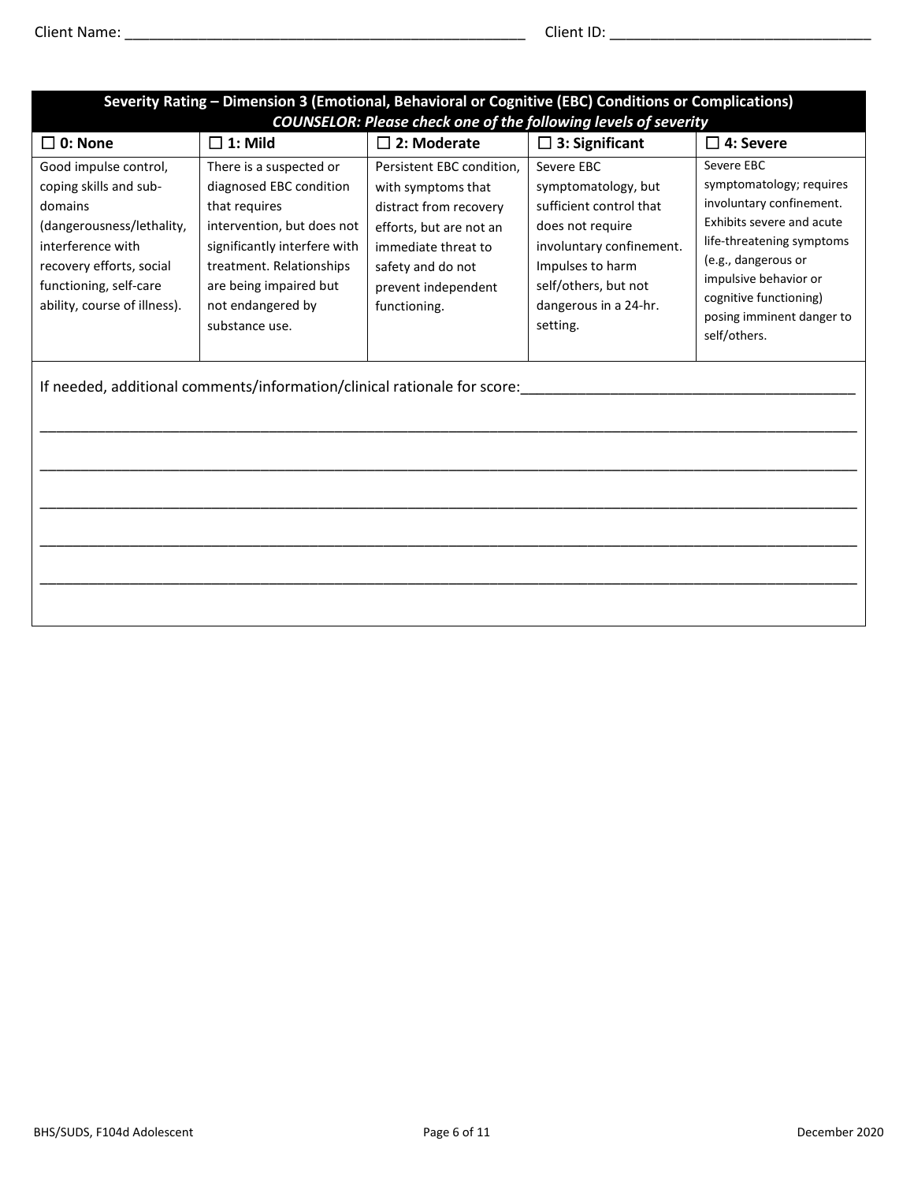Client Name: ___________________________________________ Client ID: ___________________________

| Severity Rating – Dimension 3 (Emotional, Behavioral or Cognitive (EBC) Conditions or Complications) *COUNSELOR: Please check one of the following levels of severity* | | | | |
|---|---|---|---|---|
| ☐ **0: None** | ☐ **1: Mild** | ☐ **2: Moderate** | ☐ **3: Significant** | ☐ **4: Severe** |
| Good impulse control, coping skills and sub-domains (dangerousness/lethality, interference with recovery efforts, social functioning, self-care ability, course of illness). | There is a suspected or diagnosed EBC condition that requires intervention, but does not significantly interfere with treatment. Relationships are being impaired but not endangered by substance use. | Persistent EBC condition, with symptoms that distract from recovery efforts, but are not an immediate threat to safety and do not prevent independent functioning. | Severe EBC symptomatology, but sufficient control that does not require involuntary confinement. Impulses to harm self/others, but not dangerous in a 24-hr. setting. | Severe EBC symptomatology; requires involuntary confinement. Exhibits severe and acute life-threatening symptoms (e.g., dangerous or impulsive behavior or cognitive functioning) posing imminent danger to self/others. |

If needed, additional comments/information/clinical rationale for score: ______________________________________

_____________________________________________________________________________________________

_____________________________________________________________________________________________

_____________________________________________________________________________________________

_____________________________________________________________________________________________

_____________________________________________________________________________________________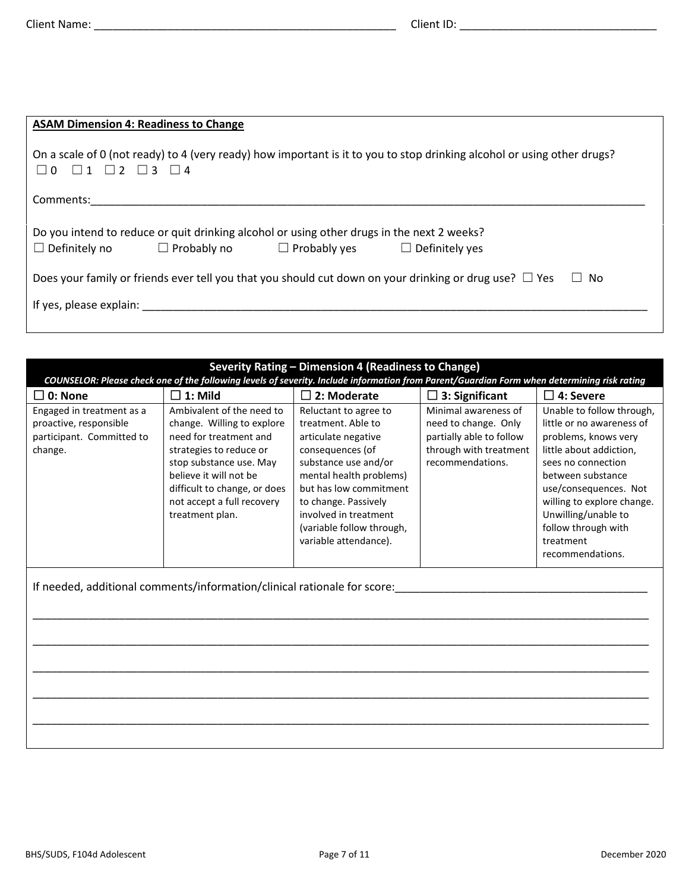Client Name: ______________________________________________ Client ID: ______________________________

**ASAM Dimension 4: Readiness to Change**

On a scale of 0 (not ready) to 4 (very ready) how important is it to you to stop drinking alcohol or using other drugs?
☐ 0 ☐ 1 ☐ 2 ☐ 3 ☐ 4

Comments:___________________________________________________________________________________

Do you intend to reduce or quit drinking alcohol or using other drugs in the next 2 weeks?
☐ Definitely no ☐ Probably no ☐ Probably yes ☐ Definitely yes

Does your family or friends ever tell you that you should cut down on your drinking or drug use? ☐ Yes ☐ No

If yes, please explain: ______________________________________________________________________________

**Severity Rating – Dimension 4 (Readiness to Change)**

***COUNSELOR: Please check one of the following levels of severity. Include information from Parent/Guardian Form when determining risk rating***

| ☐ **0: None** | ☐ **1: Mild** | ☐ **2: Moderate** | ☐ **3: Significant** | ☐ **4: Severe** |
|---|---|---|---|---|
| Engaged in treatment as a proactive, responsible participant. Committed to change. | Ambivalent of the need to change. Willing to explore need for treatment and strategies to reduce or stop substance use. May believe it will not be difficult to change, or does not accept a full recovery treatment plan. | Reluctant to agree to treatment. Able to articulate negative consequences (of substance use and/or mental health problems) but has low commitment to change. Passively involved in treatment (variable follow through, variable attendance). | Minimal awareness of need to change. Only partially able to follow through with treatment recommendations. | Unable to follow through, little or no awareness of problems, knows very little about addiction, sees no connection between substance use/consequences. Not willing to explore change. Unwilling/unable to follow through with treatment recommendations. |

If needed, additional comments/information/clinical rationale for score:________________________________________

______________________________________________________________________________________________

______________________________________________________________________________________________

______________________________________________________________________________________________

______________________________________________________________________________________________

______________________________________________________________________________________________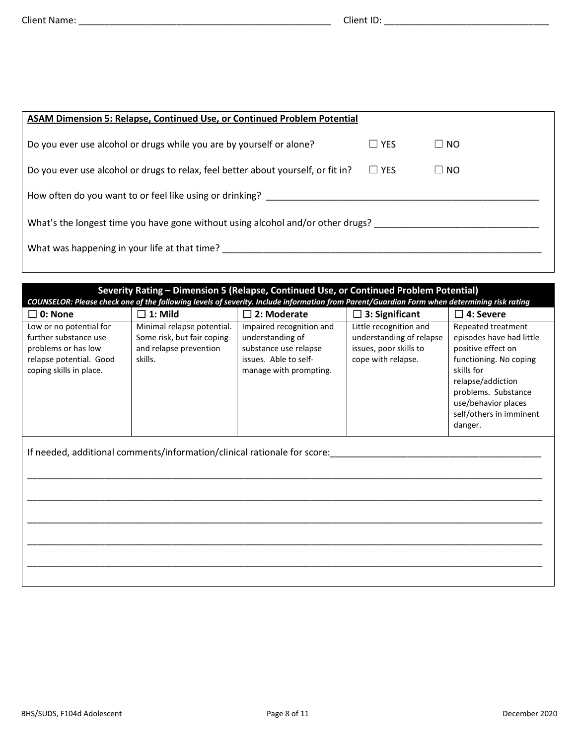Client Name: ______________________________________________ Client ID: ____________________________

**ASAM Dimension 5: Relapse, Continued Use, or Continued Problem Potential**

Do you ever use alcohol or drugs while you are by yourself or alone? ☐ YES ☐ NO

Do you ever use alcohol or drugs to relax, feel better about yourself, or fit in? ☐ YES ☐ NO

How often do you want to or feel like using or drinking? ____________________________________________

What's the longest time you have gone without using alcohol and/or other drugs? ____________________________

What was happening in your life at that time? ______________________________________________________

**Severity Rating – Dimension 5 (Relapse, Continued Use, or Continued Problem Potential)**

***COUNSELOR: Please check one of the following levels of severity. Include information from Parent/Guardian Form when determining risk rating***

| ☐ **0: None** | ☐ **1: Mild** | ☐ **2: Moderate** | ☐ **3: Significant** | ☐ **4: Severe** |
|---|---|---|---|---|
| Low or no potential for further substance use problems or has low relapse potential. Good coping skills in place. | Minimal relapse potential. Some risk, but fair coping and relapse prevention skills. | Impaired recognition and understanding of substance use relapse issues. Able to self-manage with prompting. | Little recognition and understanding of relapse issues, poor skills to cope with relapse. | Repeated treatment episodes have had little positive effect on functioning. No coping skills for relapse/addiction problems. Substance use/behavior places self/others in imminent danger. |

If needed, additional comments/information/clinical rationale for score:________________________________________

____________________________________________________________________________________________

____________________________________________________________________________________________

____________________________________________________________________________________________

____________________________________________________________________________________________

____________________________________________________________________________________________

BHS/SUDS, F104d Adolescent December 2020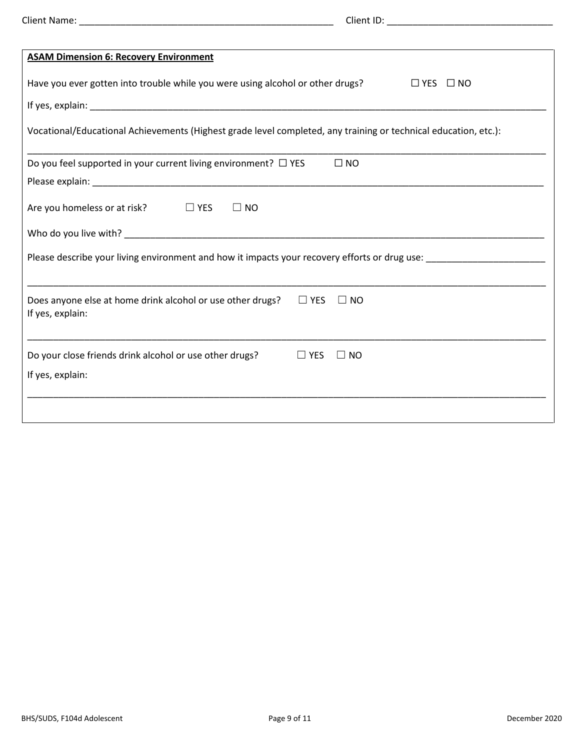Client Name: ______________________________________________ Client ID: ______________________________

**ASAM Dimension 6: Recovery Environment**

Have you ever gotten into trouble while you were using alcohol or other drugs? ☐ YES ☐ NO

If yes, explain: ____________________________________________________________________________________

Vocational/Educational Achievements (Highest grade level completed, any training or technical education, etc.):

____________________________________________________________________________________________________

Do you feel supported in your current living environment? ☐ YES ☐ NO

Please explain: ____________________________________________________________________________________

Are you homeless or at risk? ☐ YES ☐ NO

Who do you live with? ______________________________________________________________________________

Please describe your living environment and how it impacts your recovery efforts or drug use: ______________________

____________________________________________________________________________________________________

Does anyone else at home drink alcohol or use other drugs? ☐ YES ☐ NO
If yes, explain:

____________________________________________________________________________________________________

Do your close friends drink alcohol or use other drugs? ☐ YES ☐ NO

If yes, explain:

____________________________________________________________________________________________________

BHS/SUDS, F104d Adolescent December 2020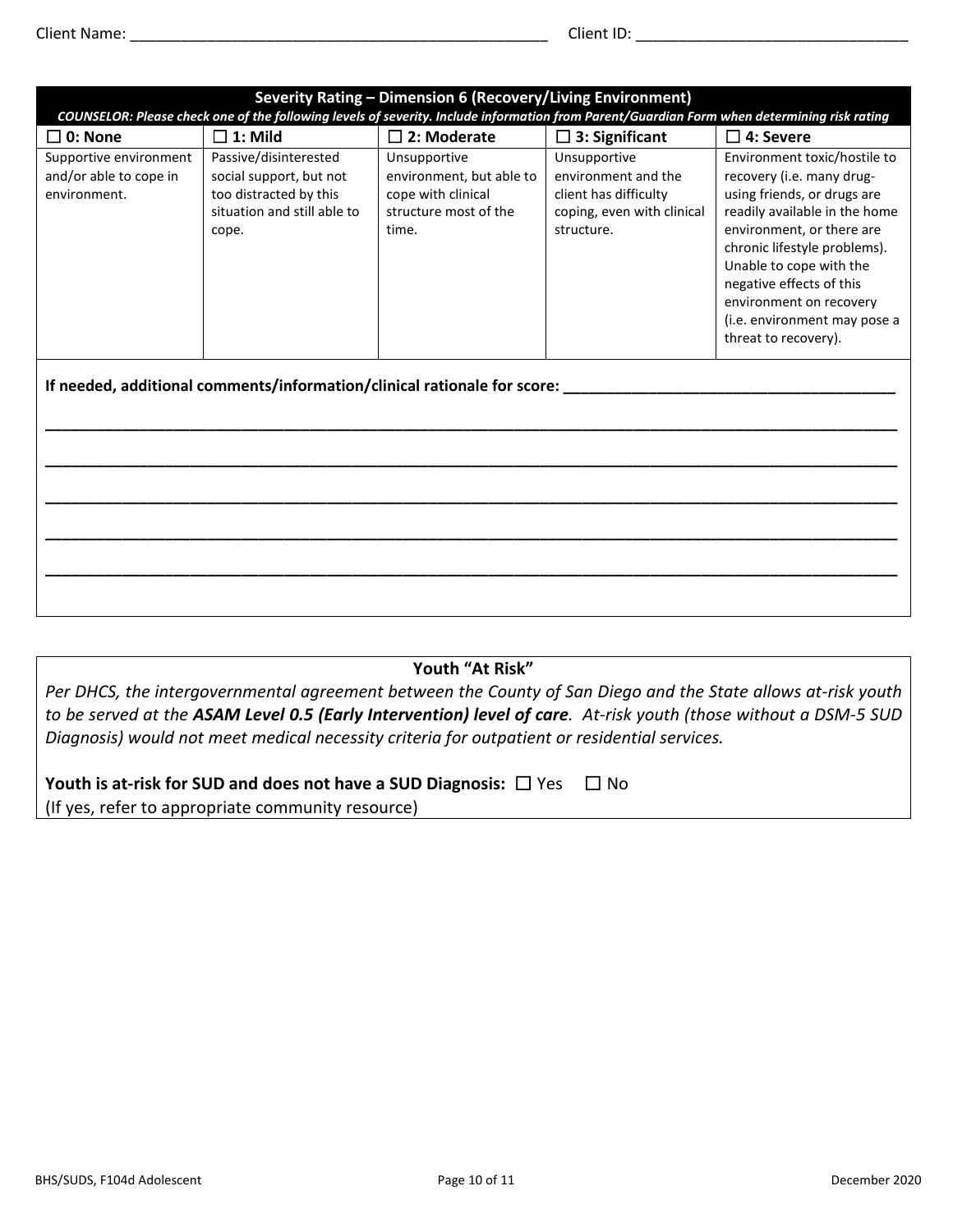Client Name: ________________________________________________ Client ID: ______________________________

| Severity Rating – Dimension 6 (Recovery/Living Environment) | | | | |
|---|---|---|---|---|
| *COUNSELOR: Please check one of the following levels of severity. Include information from Parent/Guardian Form when determining risk rating* | | | | |
| ☐ **0: None** | ☐ **1: Mild** | ☐ **2: Moderate** | ☐ **3: Significant** | ☐ **4: Severe** |
| Supportive environment and/or able to cope in environment. | Passive/disinterested social support, but not too distracted by this situation and still able to cope. | Unsupportive environment, but able to cope with clinical structure most of the time. | Unsupportive environment and the client has difficulty coping, even with clinical structure. | Environment toxic/hostile to recovery (i.e. many drug-using friends, or drugs are readily available in the home environment, or there are chronic lifestyle problems). Unable to cope with the negative effects of this environment on recovery (i.e. environment may pose a threat to recovery). |

**If needed, additional comments/information/clinical rationale for score:** ______________________________________

______________________________________________________________________________________________

______________________________________________________________________________________________

______________________________________________________________________________________________

______________________________________________________________________________________________

______________________________________________________________________________________________

**Youth "At Risk"**

*Per DHCS, the intergovernmental agreement between the County of San Diego and the State allows at-risk youth to be served at the **ASAM Level 0.5 (Early Intervention) level of care**. At-risk youth (those without a DSM-5 SUD Diagnosis) would not meet medical necessity criteria for outpatient or residential services.*

**Youth is at-risk for SUD and does not have a SUD Diagnosis:** ☐ Yes ☐ No
(If yes, refer to appropriate community resource)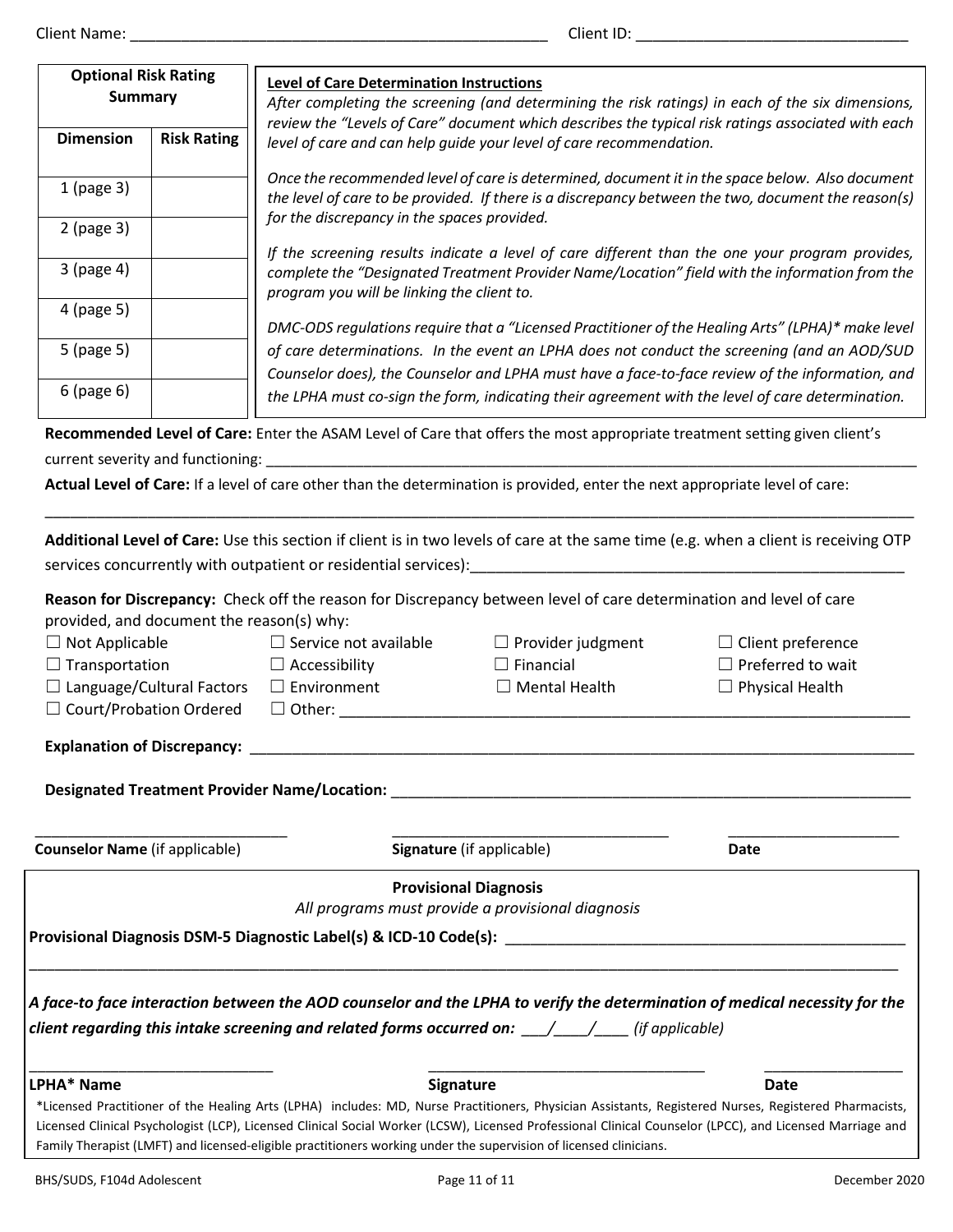Client Name: ________________________________________________ Client ID: ______________________________

| Optional Risk Rating Summary | |
|---|---|
| **Dimension** | **Risk Rating** |
| 1 (page 3) | |
| 2 (page 3) | |
| 3 (page 4) | |
| 4 (page 5) | |
| 5 (page 5) | |
| 6 (page 6) | |

**Level of Care Determination Instructions**

*After completing the screening (and determining the risk ratings) in each of the six dimensions, review the "Levels of Care" document which describes the typical risk ratings associated with each level of care and can help guide your level of care recommendation.*

*Once the recommended level of care is determined, document it in the space below. Also document the level of care to be provided. If there is a discrepancy between the two, document the reason(s) for the discrepancy in the spaces provided.*

*If the screening results indicate a level of care different than the one your program provides, complete the "Designated Treatment Provider Name/Location" field with the information from the program you will be linking the client to.*

*DMC-ODS regulations require that a "Licensed Practitioner of the Healing Arts" (LPHA)* make level of care determinations. In the event an LPHA does not conduct the screening (and an AOD/SUD Counselor does), the Counselor and LPHA must have a face-to-face review of the information, and the LPHA must co-sign the form, indicating their agreement with the level of care determination.*

**Recommended Level of Care:** Enter the ASAM Level of Care that offers the most appropriate treatment setting given client's current severity and functioning: ____________________________________________________________

**Actual Level of Care:** If a level of care other than the determination is provided, enter the next appropriate level of care:

______________________________________________________________________________________________

**Additional Level of Care:** Use this section if client is in two levels of care at the same time (e.g. when a client is receiving OTP services concurrently with outpatient or residential services):____________________________________________

**Reason for Discrepancy:** Check off the reason for Discrepancy between level of care determination and level of care provided, and document the reason(s) why:

☐ Not Applicable ☐ Service not available ☐ Provider judgment ☐ Client preference
☐ Transportation ☐ Accessibility ☐ Financial ☐ Preferred to wait
☐ Language/Cultural Factors ☐ Environment ☐ Mental Health ☐ Physical Health
☐ Court/Probation Ordered ☐ Other: ____________________________________________________________

**Explanation of Discrepancy:** ____________________________________________________________________

**Designated Treatment Provider Name/Location:** ______________________________________________________

______________________________ ______________________________ ____________________
**Counselor Name** (if applicable) **Signature** (if applicable) **Date**

**Provisional Diagnosis**

*All programs must provide a provisional diagnosis*

**Provisional Diagnosis DSM-5 Diagnostic Label(s) & ICD-10 Code(s):** ____________________________________________

______________________________________________________________________________________________

***A face-to face interaction between the AOD counselor and the LPHA to verify the determination of medical necessity for the client regarding this intake screening and related forms occurred on:*** ___/____/____ *(if applicable)*

______________________________ ______________________________ ____________________
**LPHA* Name** **Signature** **Date**

*Licensed Practitioner of the Healing Arts (LPHA) includes: MD, Nurse Practitioners, Physician Assistants, Registered Nurses, Registered Pharmacists, Licensed Clinical Psychologist (LCP), Licensed Clinical Social Worker (LCSW), Licensed Professional Clinical Counselor (LPCC), and Licensed Marriage and Family Therapist (LMFT) and licensed-eligible practitioners working under the supervision of licensed clinicians.

BHS/SUDS, F104d Adolescent December 2020